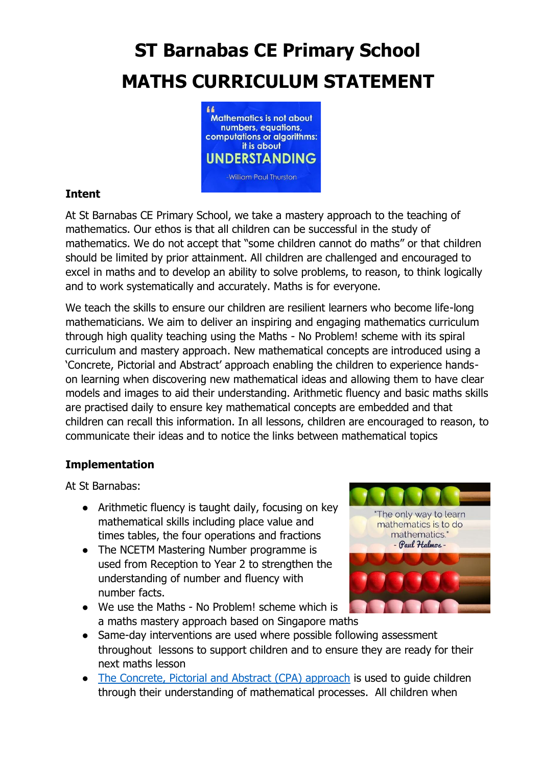# ST Barnabas CE Primary School

# MATHS CURRICULUM STATEMENT

### Intent

At St Barnabas CE Primary School, we take a mastery approach to the teaching of mathematics. Our ethos is that all children can be successful in the study of mathematics. We do not accept that "some children cannot do maths" or that children should be limited by prior attainment. All children are challenged and encouraged to excel in maths and to develop an ability to solve problems, to reason, to think logically and to work systematically and accurately. Maths is for everyone.

We teach the skills to ensure our children are resilient learners who become life-long mathematicians. We aim to deliver an inspiring and engaging mathematics curriculum through high quality teaching using the Maths - No Problem! scheme with its spiral curriculum and mastery approach. New mathematical concepts are introduced using a 'Concrete, Pictorial and Abstract' approach enabling the children to experience hands-on learning when discovering new mathematical ideas and allowing them to have clear models and images to aid their understanding. Arithmetic fluency and basic maths skills are practised daily to ensure key mathematical concepts are embedded and that children can recall this information. In all lessons, children are encouraged to reason, to communicate their ideas and to notice the links between mathematical topics

### Implementation

At St Barnabas:

- Arithmetic fluency is taught daily, focusing on key mathematical skills including place value and times tables, the four operations and fractions
- The NCETM Mastering Number programme is used from Reception to Year 2 to strengthen the understanding of number and fluency with number facts.
- We use the Maths - No Problem! scheme which is a maths mastery approach based on Singapore maths
- Same-day interventions are used where possible following assessment throughout lessons to support children and to ensure they are ready for their next maths lesson
- The Concrete, Pictorial and Abstract (CPA) approach is used to guide children through their understanding of mathematical processes. All children when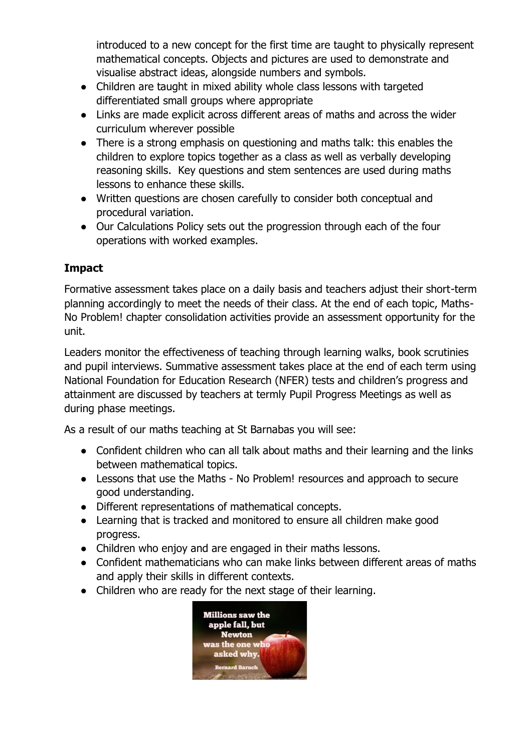introduced to a new concept for the first time are taught to physically represent mathematical concepts. Objects and pictures are used to demonstrate and visualise abstract ideas, alongside numbers and symbols.

- Children are taught in mixed ability whole class lessons with targeted differentiated small groups where appropriate
- Links are made explicit across different areas of maths and across the wider curriculum wherever possible
- There is a strong emphasis on questioning and maths talk: this enables the children to explore topics together as a class as well as verbally developing reasoning skills. Key questions and stem sentences are used during maths lessons to enhance these skills.
- Written questions are chosen carefully to consider both conceptual and procedural variation.
- Our Calculations Policy sets out the progression through each of the four operations with worked examples.

**Impact**

Formative assessment takes place on a daily basis and teachers adjust their short-term planning accordingly to meet the needs of their class. At the end of each topic, Maths-No Problem! chapter consolidation activities provide an assessment opportunity for the unit.

Leaders monitor the effectiveness of teaching through learning walks, book scrutinies and pupil interviews. Summative assessment takes place at the end of each term using National Foundation for Education Research (NFER) tests and children's progress and attainment are discussed by teachers at termly Pupil Progress Meetings as well as during phase meetings.

As a result of our maths teaching at St Barnabas you will see:

- Confident children who can all talk about maths and their learning and the links between mathematical topics.
- Lessons that use the Maths - No Problem! resources and approach to secure good understanding.
- Different representations of mathematical concepts.
- Learning that is tracked and monitored to ensure all children make good progress.
- Children who enjoy and are engaged in their maths lessons.
- Confident mathematicians who can make links between different areas of maths and apply their skills in different contexts.
- Children who are ready for the next stage of their learning.

Millions saw the apple fall, but Newton was the one who asked why.

Bernard Baruch